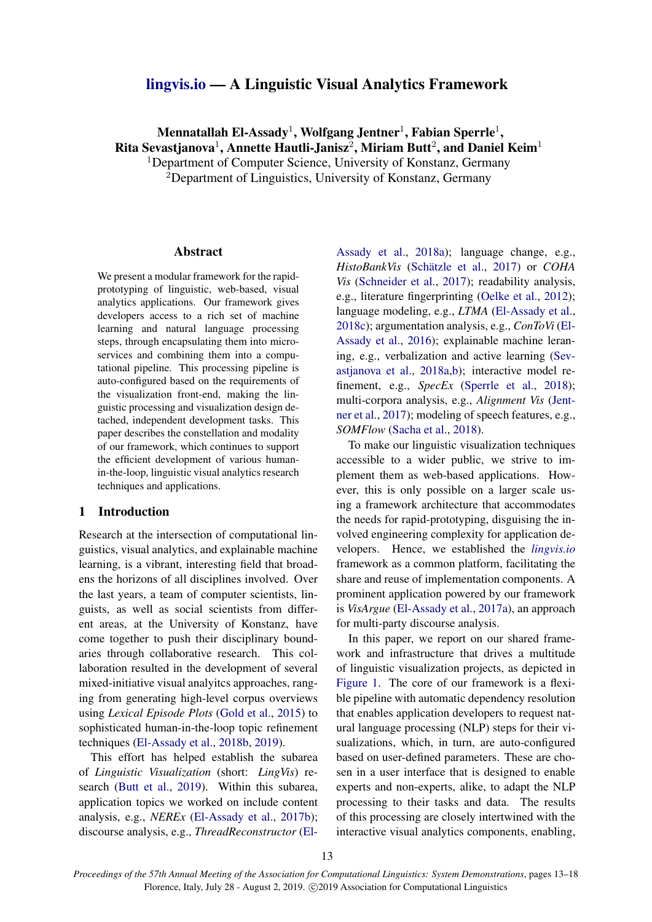# lingvis.io — A Linguistic Visual Analytics Framework

**Mennatallah El-Assady[1], Wolfgang Jentner[1], Fabian Sperrle[1], Rita Sevastjanova[1], Annette Hautli-Janisz[2], Miriam Butt[2], and Daniel Keim[1]**

[1]Department of Computer Science, University of Konstanz, Germany
[2]Department of Linguistics, University of Konstanz, Germany

## Abstract

We present a modular framework for the rapid-prototyping of linguistic, web-based, visual analytics applications. Our framework gives developers access to a rich set of machine learning and natural language processing steps, through encapsulating them into micro-services and combining them into a computational pipeline. This processing pipeline is auto-configured based on the requirements of the visualization front-end, making the linguistic processing and visualization design detached, independent development tasks. This paper describes the constellation and modality of our framework, which continues to support the efficient development of various human-in-the-loop, linguistic visual analytics research techniques and applications.

## 1 Introduction

Research at the intersection of computational linguistics, visual analytics, and explainable machine learning, is a vibrant, interesting field that broadens the horizons of all disciplines involved. Over the last years, a team of computer scientists, linguists, as well as social scientists from different areas, at the University of Konstanz, have come together to push their disciplinary boundaries through collaborative research. This collaboration resulted in the development of several mixed-initiative visual analyitcs approaches, ranging from generating high-level corpus overviews using *Lexical Episode Plots* (Gold et al., 2015) to sophisticated human-in-the-loop topic refinement techniques (El-Assady et al., 2018b, 2019).

This effort has helped establish the subarea of *Linguistic Visualization* (short: *LingVis*) research (Butt et al., 2019). Within this subarea, application topics we worked on include content analysis, e.g., *NEREx* (El-Assady et al., 2017b); discourse analysis, e.g., *ThreadReconstructor* (El-Assady et al., 2018a); language change, e.g., *HistoBankVis* (Schätzle et al., 2017) or *COHA Vis* (Schneider et al., 2017); readability analysis, e.g., literature fingerprinting (Oelke et al., 2012); language modeling, e.g., *LTMA* (El-Assady et al., 2018c); argumentation analysis, e.g., *ConToVi* (El-Assady et al., 2016); explainable machine leraning, e.g., verbalization and active learning (Sevastjanova et al., 2018a,b); interactive model refinement, e.g., *SpecEx* (Sperrle et al., 2018); multi-corpora analysis, e.g., *Alignment Vis* (Jentner et al., 2017); modeling of speech features, e.g., *SOMFlow* (Sacha et al., 2018).

To make our linguistic visualization techniques accessible to a wider public, we strive to implement them as web-based applications. However, this is only possible on a larger scale using a framework architecture that accommodates the needs for rapid-prototyping, disguising the involved engineering complexity for application developers. Hence, we established the *lingvis.io* framework as a common platform, facilitating the share and reuse of implementation components. A prominent application powered by our framework is *VisArgue* (El-Assady et al., 2017a), an approach for multi-party discourse analysis.

In this paper, we report on our shared framework and infrastructure that drives a multitude of linguistic visualization projects, as depicted in Figure 1. The core of our framework is a flexible pipeline with automatic dependency resolution that enables application developers to request natural language processing (NLP) steps for their visualizations, which, in turn, are auto-configured based on user-defined parameters. These are chosen in a user interface that is designed to enable experts and non-experts, alike, to adapt the NLP processing to their tasks and data. The results of this processing are closely intertwined with the interactive visual analytics components, enabling,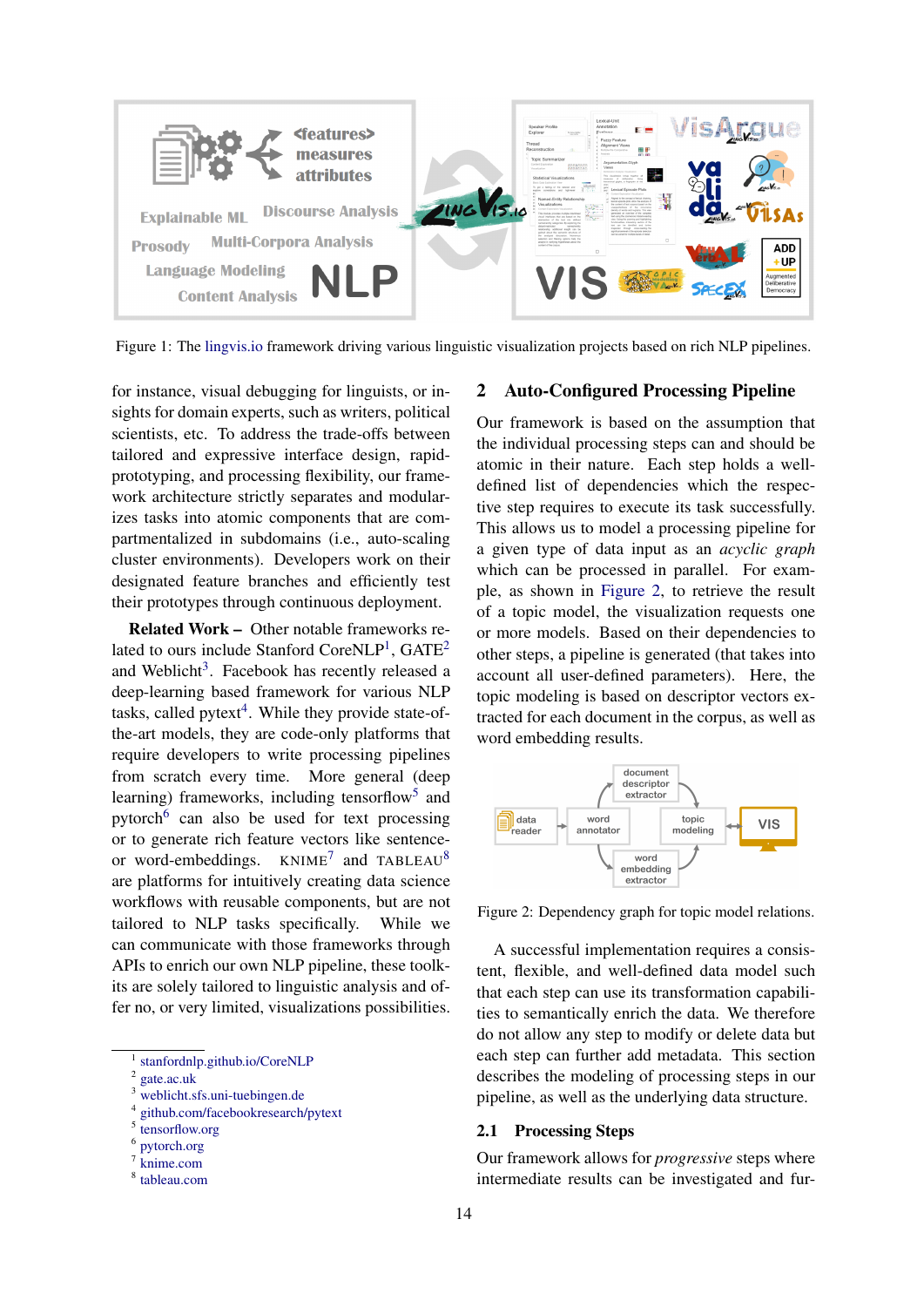Figure 1: The lingvis.io framework driving various linguistic visualization projects based on rich NLP pipelines.

for instance, visual debugging for linguists, or insights for domain experts, such as writers, political scientists, etc. To address the trade-offs between tailored and expressive interface design, rapid-prototyping, and processing flexibility, our framework architecture strictly separates and modularizes tasks into atomic components that are compartmentalized in subdomains (i.e., auto-scaling cluster environments). Developers work on their designated feature branches and efficiently test their prototypes through continuous deployment.

**Related Work –** Other notable frameworks related to ours include Stanford CoreNLP[1], GATE[2] and Weblicht[3]. Facebook has recently released a deep-learning based framework for various NLP tasks, called pytext[4]. While they provide state-of-the-art models, they are code-only platforms that require developers to write processing pipelines from scratch every time. More general (deep learning) frameworks, including tensorflow[5] and pytorch[6] can also be used for text processing or to generate rich feature vectors like sentence- or word-embeddings. KNIME[7] and TABLEAU[8] are platforms for intuitively creating data science workflows with reusable components, but are not tailored to NLP tasks specifically. While we can communicate with those frameworks through APIs to enrich our own NLP pipeline, these toolkits are solely tailored to linguistic analysis and offer no, or very limited, visualizations possibilities.

## 2 Auto-Configured Processing Pipeline

Our framework is based on the assumption that the individual processing steps can and should be atomic in their nature. Each step holds a well-defined list of dependencies which the respective step requires to execute its task successfully. This allows us to model a processing pipeline for a given type of data input as an *acyclic graph* which can be processed in parallel. For example, as shown in Figure 2, to retrieve the result of a topic model, the visualization requests one or more models. Based on their dependencies to other steps, a pipeline is generated (that takes into account all user-defined parameters). Here, the topic modeling is based on descriptor vectors extracted for each document in the corpus, as well as word embedding results.

Figure 2: Dependency graph for topic model relations.

A successful implementation requires a consistent, flexible, and well-defined data model such that each step can use its transformation capabilities to semantically enrich the data. We therefore do not allow any step to modify or delete data but each step can further add metadata. This section describes the modeling of processing steps in our pipeline, as well as the underlying data structure.

### 2.1 Processing Steps

Our framework allows for *progressive* steps where intermediate results can be investigated and fur-

---

[1] stanfordnlp.github.io/CoreNLP
[2] gate.ac.uk
[3] weblicht.sfs.uni-tuebingen.de
[4] github.com/facebookresearch/pytext
[5] tensorflow.org
[6] pytorch.org
[7] knime.com
[8] tableau.com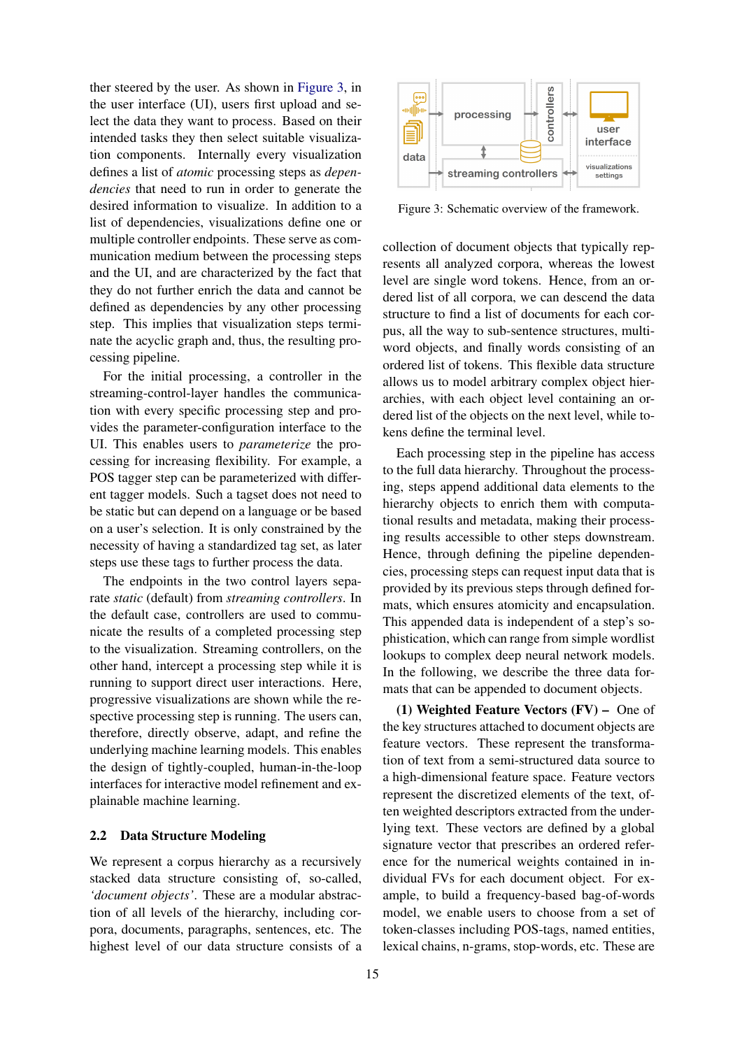ther steered by the user. As shown in Figure 3, in the user interface (UI), users first upload and select the data they want to process. Based on their intended tasks they then select suitable visualization components. Internally every visualization defines a list of *atomic* processing steps as *dependencies* that need to run in order to generate the desired information to visualize. In addition to a list of dependencies, visualizations define one or multiple controller endpoints. These serve as communication medium between the processing steps and the UI, and are characterized by the fact that they do not further enrich the data and cannot be defined as dependencies by any other processing step. This implies that visualization steps terminate the acyclic graph and, thus, the resulting processing pipeline.

For the initial processing, a controller in the streaming-control-layer handles the communication with every specific processing step and provides the parameter-configuration interface to the UI. This enables users to *parameterize* the processing for increasing flexibility. For example, a POS tagger step can be parameterized with different tagger models. Such a tagset does not need to be static but can depend on a language or be based on a user's selection. It is only constrained by the necessity of having a standardized tag set, as later steps use these tags to further process the data.

The endpoints in the two control layers separate *static* (default) from *streaming controllers*. In the default case, controllers are used to communicate the results of a completed processing step to the visualization. Streaming controllers, on the other hand, intercept a processing step while it is running to support direct user interactions. Here, progressive visualizations are shown while the respective processing step is running. The users can, therefore, directly observe, adapt, and refine the underlying machine learning models. This enables the design of tightly-coupled, human-in-the-loop interfaces for interactive model refinement and explainable machine learning.

## 2.2 Data Structure Modeling

We represent a corpus hierarchy as a recursively stacked data structure consisting of, so-called, *'document objects'*. These are a modular abstraction of all levels of the hierarchy, including corpora, documents, paragraphs, sentences, etc. The highest level of our data structure consists of a

Figure 3: Schematic overview of the framework.

collection of document objects that typically represents all analyzed corpora, whereas the lowest level are single word tokens. Hence, from an ordered list of all corpora, we can descend the data structure to find a list of documents for each corpus, all the way to sub-sentence structures, multi-word objects, and finally words consisting of an ordered list of tokens. This flexible data structure allows us to model arbitrary complex object hierarchies, with each object level containing an ordered list of the objects on the next level, while tokens define the terminal level.

Each processing step in the pipeline has access to the full data hierarchy. Throughout the processing, steps append additional data elements to the hierarchy objects to enrich them with computational results and metadata, making their processing results accessible to other steps downstream. Hence, through defining the pipeline dependencies, processing steps can request input data that is provided by its previous steps through defined formats, which ensures atomicity and encapsulation. This appended data is independent of a step's sophistication, which can range from simple wordlist lookups to complex deep neural network models. In the following, we describe the three data formats that can be appended to document objects.

**(1) Weighted Feature Vectors (FV) –** One of the key structures attached to document objects are feature vectors. These represent the transformation of text from a semi-structured data source to a high-dimensional feature space. Feature vectors represent the discretized elements of the text, often weighted descriptors extracted from the underlying text. These vectors are defined by a global signature vector that prescribes an ordered reference for the numerical weights contained in individual FVs for each document object. For example, to build a frequency-based bag-of-words model, we enable users to choose from a set of token-classes including POS-tags, named entities, lexical chains, n-grams, stop-words, etc. These are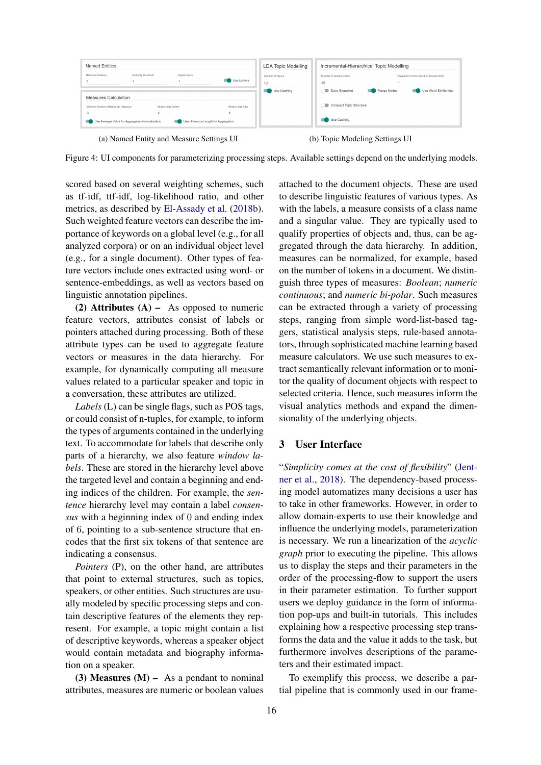(a) Named Entity and Measure Settings UI

(b) Topic Modeling Settings UI

Figure 4: UI components for parameterizing processing steps. Available settings depend on the underlying models.

scored based on several weighting schemes, such as tf-idf, ttf-idf, log-likelihood ratio, and other metrics, as described by El-Assady et al. (2018b). Such weighted feature vectors can describe the importance of keywords on a global level (e.g., for all analyzed corpora) or on an individual object level (e.g., for a single document). Other types of feature vectors include ones extracted using word- or sentence-embeddings, as well as vectors based on linguistic annotation pipelines.

**(2) Attributes (A) –** As opposed to numeric feature vectors, attributes consist of labels or pointers attached during processing. Both of these attribute types can be used to aggregate feature vectors or measures in the data hierarchy. For example, for dynamically computing all measure values related to a particular speaker and topic in a conversation, these attributes are utilized.

*Labels* (L) can be single flags, such as POS tags, or could consist of n-tuples, for example, to inform the types of arguments contained in the underlying text. To accommodate for labels that describe only parts of a hierarchy, we also feature *window labels*. These are stored in the hierarchy level above the targeted level and contain a beginning and ending indices of the children. For example, the *sentence* hierarchy level may contain a label *consensus* with a beginning index of 0 and ending index of 6, pointing to a sub-sentence structure that encodes that the first six tokens of that sentence are indicating a consensus.

*Pointers* (P), on the other hand, are attributes that point to external structures, such as topics, speakers, or other entities. Such structures are usually modeled by specific processing steps and contain descriptive features of the elements they represent. For example, a topic might contain a list of descriptive keywords, whereas a speaker object would contain metadata and biography information on a speaker.

**(3) Measures (M) –** As a pendant to nominal attributes, measures are numeric or boolean values attached to the document objects. These are used to describe linguistic features of various types. As with the labels, a measure consists of a class name and a singular value. They are typically used to qualify properties of objects and, thus, can be aggregated through the data hierarchy. In addition, measures can be normalized, for example, based on the number of tokens in a document. We distinguish three types of measures: *Boolean*; *numeric continuous*; and *numeric bi-polar*. Such measures can be extracted through a variety of processing steps, ranging from simple word-list-based taggers, statistical analysis steps, rule-based annotators, through sophisticated machine learning based measure calculators. We use such measures to extract semantically relevant information or to monitor the quality of document objects with respect to selected criteria. Hence, such measures inform the visual analytics methods and expand the dimensionality of the underlying objects.

## 3 User Interface

"*Simplicity comes at the cost of flexibility*" (Jentner et al., 2018). The dependency-based processing model automatizes many decisions a user has to take in other frameworks. However, in order to allow domain-experts to use their knowledge and influence the underlying models, parameterization is necessary. We run a linearization of the *acyclic graph* prior to executing the pipeline. This allows us to display the steps and their parameters in the order of the processing-flow to support the users in their parameter estimation. To further support users we deploy guidance in the form of information pop-ups and built-in tutorials. This includes explaining how a respective processing step transforms the data and the value it adds to the task, but furthermore involves descriptions of the parameters and their estimated impact.

To exemplify this process, we describe a partial pipeline that is commonly used in our frame-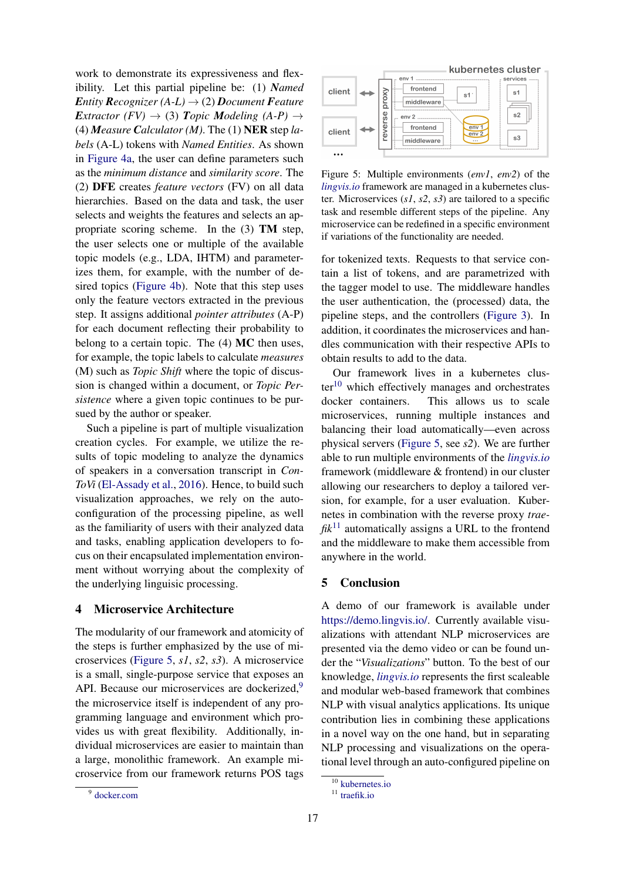work to demonstrate its expressiveness and flexibility. Let this partial pipeline be: (1) *Named **E**ntity **R**ecognizer (A-L)* → (2) ***D**ocument **F**eature **E**xtractor (FV)* → (3) *Topic **M**odeling (A-P)* → (4) ***M**easure **C**alculator (M)*. The (1) **NER** step *labels* (A-L) tokens with *Named Entities*. As shown in Figure 4a, the user can define parameters such as the *minimum distance* and *similarity score*. The (2) **DFE** creates *feature vectors* (FV) on all data hierarchies. Based on the data and task, the user selects and weights the features and selects an appropriate scoring scheme. In the (3) **TM** step, the user selects one or multiple of the available topic models (e.g., LDA, IHTM) and parameterizes them, for example, with the number of desired topics (Figure 4b). Note that this step uses only the feature vectors extracted in the previous step. It assigns additional *pointer attributes* (A-P) for each document reflecting their probability to belong to a certain topic. The (4) **MC** then uses, for example, the topic labels to calculate *measures* (M) such as *Topic Shift* where the topic of discussion is changed within a document, or *Topic Persistence* where a given topic continues to be pursued by the author or speaker.

Such a pipeline is part of multiple visualization creation cycles. For example, we utilize the results of topic modeling to analyze the dynamics of speakers in a conversation transcript in *ConToVi* (El-Assady et al., 2016). Hence, to build such visualization approaches, we rely on the auto-configuration of the processing pipeline, as well as the familiarity of users with their analyzed data and tasks, enabling application developers to focus on their encapsulated implementation environment without worrying about the complexity of the underlying linguisic processing.

## 4 Microservice Architecture

The modularity of our framework and atomicity of the steps is further emphasized by the use of microservices (Figure 5, *s1*, *s2*, *s3*). A microservice is a small, single-purpose service that exposes an API. Because our microservices are dockerized,[9] the microservice itself is independent of any programming language and environment which provides us with great flexibility. Additionally, individual microservices are easier to maintain than a large, monolithic framework. An example microservice from our framework returns POS tags for tokenized texts. Requests to that service contain a list of tokens, and are parametrized with the tagger model to use. The middleware handles the user authentication, the (processed) data, the pipeline steps, and the controllers (Figure 3). In addition, it coordinates the microservices and handles communication with their respective APIs to obtain results to add to the data.

Figure 5: Multiple environments (*env1*, *env2*) of the *lingvis.io* framework are managed in a kubernetes cluster. Microservices (*s1*, *s2*, *s3*) are tailored to a specific task and resemble different steps of the pipeline. Any microservice can be redefined in a specific environment if variations of the functionality are needed.

Our framework lives in a kubernetes cluster[10] which effectively manages and orchestrates docker containers. This allows us to scale microservices, running multiple instances and balancing their load automatically—even across physical servers (Figure 5, see *s2*). We are further able to run multiple environments of the *lingvis.io* framework (middleware & frontend) in our cluster allowing our researchers to deploy a tailored version, for example, for a user evaluation. Kubernetes in combination with the reverse proxy *traefik*[11] automatically assigns a URL to the frontend and the middleware to make them accessible from anywhere in the world.

## 5 Conclusion

A demo of our framework is available under https://demo.lingvis.io/. Currently available visualizations with attendant NLP microservices are presented via the demo video or can be found under the "*Visualizations*" button. To the best of our knowledge, *lingvis.io* represents the first scaleable and modular web-based framework that combines NLP with visual analytics applications. Its unique contribution lies in combining these applications in a novel way on the one hand, but in separating NLP processing and visualizations on the operational level through an auto-configured pipeline on

[9] docker.com

[10] kubernetes.io

[11] traefik.io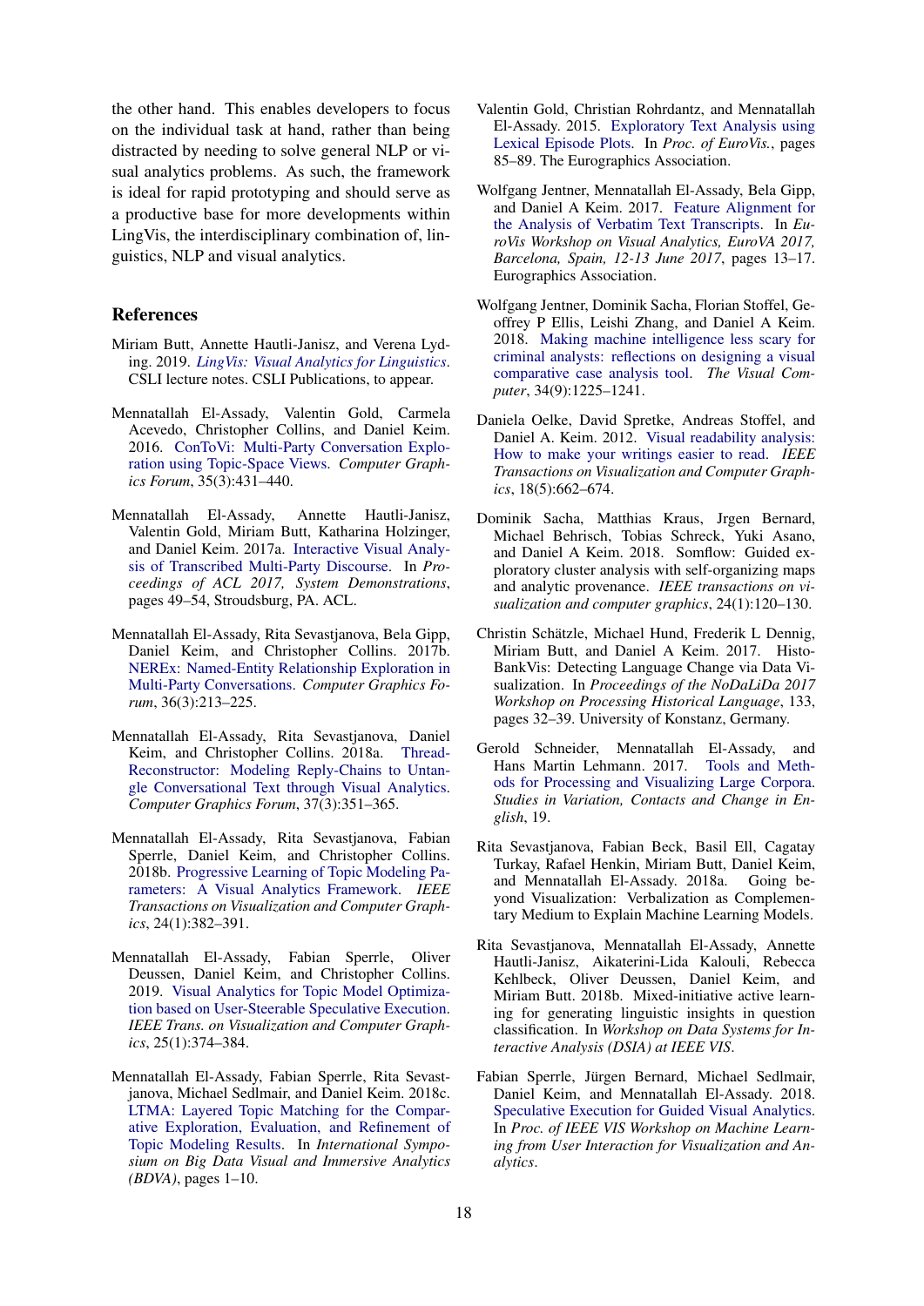the other hand. This enables developers to focus on the individual task at hand, rather than being distracted by needing to solve general NLP or visual analytics problems. As such, the framework is ideal for rapid prototyping and should serve as a productive base for more developments within LingVis, the interdisciplinary combination of, linguistics, NLP and visual analytics.

## References

Miriam Butt, Annette Hautli-Janisz, and Verena Lyding. 2019. *LingVis: Visual Analytics for Linguistics*. CSLI lecture notes. CSLI Publications, to appear.

Mennatallah El-Assady, Valentin Gold, Carmela Acevedo, Christopher Collins, and Daniel Keim. 2016. ConToVi: Multi-Party Conversation Exploration using Topic-Space Views. *Computer Graphics Forum*, 35(3):431–440.

Mennatallah El-Assady, Annette Hautli-Janisz, Valentin Gold, Miriam Butt, Katharina Holzinger, and Daniel Keim. 2017a. Interactive Visual Analysis of Transcribed Multi-Party Discourse. In *Proceedings of ACL 2017, System Demonstrations*, pages 49–54, Stroudsburg, PA. ACL.

Mennatallah El-Assady, Rita Sevastjanova, Bela Gipp, Daniel Keim, and Christopher Collins. 2017b. NEREx: Named-Entity Relationship Exploration in Multi-Party Conversations. *Computer Graphics Forum*, 36(3):213–225.

Mennatallah El-Assady, Rita Sevastjanova, Daniel Keim, and Christopher Collins. 2018a. Thread-Reconstructor: Modeling Reply-Chains to Untangle Conversational Text through Visual Analytics. *Computer Graphics Forum*, 37(3):351–365.

Mennatallah El-Assady, Rita Sevastjanova, Fabian Sperrle, Daniel Keim, and Christopher Collins. 2018b. Progressive Learning of Topic Modeling Parameters: A Visual Analytics Framework. *IEEE Transactions on Visualization and Computer Graphics*, 24(1):382–391.

Mennatallah El-Assady, Fabian Sperrle, Oliver Deussen, Daniel Keim, and Christopher Collins. 2019. Visual Analytics for Topic Model Optimization based on User-Steerable Speculative Execution. *IEEE Trans. on Visualization and Computer Graphics*, 25(1):374–384.

Mennatallah El-Assady, Fabian Sperrle, Rita Sevastjanova, Michael Sedlmair, and Daniel Keim. 2018c. LTMA: Layered Topic Matching for the Comparative Exploration, Evaluation, and Refinement of Topic Modeling Results. In *International Symposium on Big Data Visual and Immersive Analytics (BDVA)*, pages 1–10.

Valentin Gold, Christian Rohrdantz, and Mennatallah El-Assady. 2015. Exploratory Text Analysis using Lexical Episode Plots. In *Proc. of EuroVis.*, pages 85–89. The Eurographics Association.

Wolfgang Jentner, Mennatallah El-Assady, Bela Gipp, and Daniel A Keim. 2017. Feature Alignment for the Analysis of Verbatim Text Transcripts. In *EuroVis Workshop on Visual Analytics, EuroVA 2017, Barcelona, Spain, 12-13 June 2017*, pages 13–17. Eurographics Association.

Wolfgang Jentner, Dominik Sacha, Florian Stoffel, Geoffrey P Ellis, Leishi Zhang, and Daniel A Keim. 2018. Making machine intelligence less scary for criminal analysts: reflections on designing a visual comparative case analysis tool. *The Visual Computer*, 34(9):1225–1241.

Daniela Oelke, David Spretke, Andreas Stoffel, and Daniel A. Keim. 2012. Visual readability analysis: How to make your writings easier to read. *IEEE Transactions on Visualization and Computer Graphics*, 18(5):662–674.

Dominik Sacha, Matthias Kraus, Jrgen Bernard, Michael Behrisch, Tobias Schreck, Yuki Asano, and Daniel A Keim. 2018. Somflow: Guided exploratory cluster analysis with self-organizing maps and analytic provenance. *IEEE transactions on visualization and computer graphics*, 24(1):120–130.

Christin Schätzle, Michael Hund, Frederik L Dennig, Miriam Butt, and Daniel A Keim. 2017. HistoBankVis: Detecting Language Change via Data Visualization. In *Proceedings of the NoDaLiDa 2017 Workshop on Processing Historical Language*, 133, pages 32–39. University of Konstanz, Germany.

Gerold Schneider, Mennatallah El-Assady, and Hans Martin Lehmann. 2017. Tools and Methods for Processing and Visualizing Large Corpora. *Studies in Variation, Contacts and Change in English*, 19.

Rita Sevastjanova, Fabian Beck, Basil Ell, Cagatay Turkay, Rafael Henkin, Miriam Butt, Daniel Keim, and Mennatallah El-Assady. 2018a. Going beyond Visualization: Verbalization as Complementary Medium to Explain Machine Learning Models.

Rita Sevastjanova, Mennatallah El-Assady, Annette Hautli-Janisz, Aikaterini-Lida Kalouli, Rebecca Kehlbeck, Oliver Deussen, Daniel Keim, and Miriam Butt. 2018b. Mixed-initiative active learning for generating linguistic insights in question classification. In *Workshop on Data Systems for Interactive Analysis (DSIA) at IEEE VIS*.

Fabian Sperrle, Jürgen Bernard, Michael Sedlmair, Daniel Keim, and Mennatallah El-Assady. 2018. Speculative Execution for Guided Visual Analytics. In *Proc. of IEEE VIS Workshop on Machine Learning from User Interaction for Visualization and Analytics*.